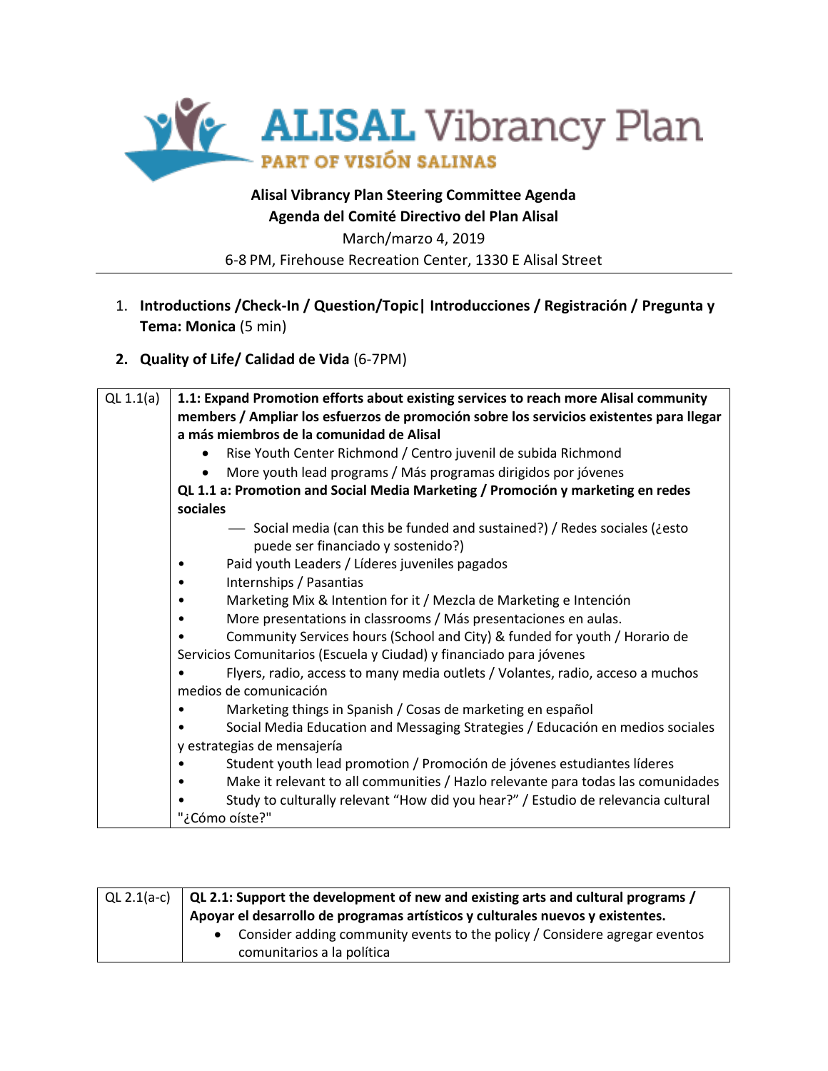ALISAL Vibrancy Plan
PART OF VISIÓN SALINAS

**Alisal Vibrancy Plan Steering Committee Agenda**
**Agenda del Comité Directivo del Plan Alisal**
March/marzo 4, 2019
6-8 PM, Firehouse Recreation Center, 1330 E Alisal Street

1. **Introductions /Check-In / Question/Topic| Introducciones / Registración / Pregunta y Tema: Monica** (5 min)
2. **Quality of Life/ Calidad de Vida** (6-7PM)

| | |
|---|---|
| QL 1.1(a) | **1.1: Expand Promotion efforts about existing services to reach more Alisal community members / Ampliar los esfuerzos de promoción sobre los servicios existentes para llegar a más miembros de la comunidad de Alisal**<br>• Rise Youth Center Richmond / Centro juvenil de subida Richmond<br>• More youth lead programs / Más programas dirigidos por jóvenes<br>**QL 1.1 a: Promotion and Social Media Marketing / Promoción y marketing en redes sociales**<br>— Social media (can this be funded and sustained?) / Redes sociales (¿esto puede ser financiado y sostenido?)<br>• Paid youth Leaders / Líderes juveniles pagados<br>• Internships / Pasantias<br>• Marketing Mix & Intention for it / Mezcla de Marketing e Intención<br>• More presentations in classrooms / Más presentaciones en aulas.<br>• Community Services hours (School and City) & funded for youth / Horario de Servicios Comunitarios (Escuela y Ciudad) y financiado para jóvenes<br>• Flyers, radio, access to many media outlets / Volantes, radio, acceso a muchos medios de comunicación<br>• Marketing things in Spanish / Cosas de marketing en español<br>• Social Media Education and Messaging Strategies / Educación en medios sociales y estrategias de mensajería<br>• Student youth lead promotion / Promoción de jóvenes estudiantes líderes<br>• Make it relevant to all communities / Hazlo relevante para todas las comunidades<br>• Study to culturally relevant "How did you hear?" / Estudio de relevancia cultural "¿Cómo oíste?" |

| | |
|---|---|
| QL 2.1(a-c) | **QL 2.1: Support the development of new and existing arts and cultural programs / Apoyar el desarrollo de programas artísticos y culturales nuevos y existentes.**<br>• Consider adding community events to the policy / Considere agregar eventos comunitarios a la política |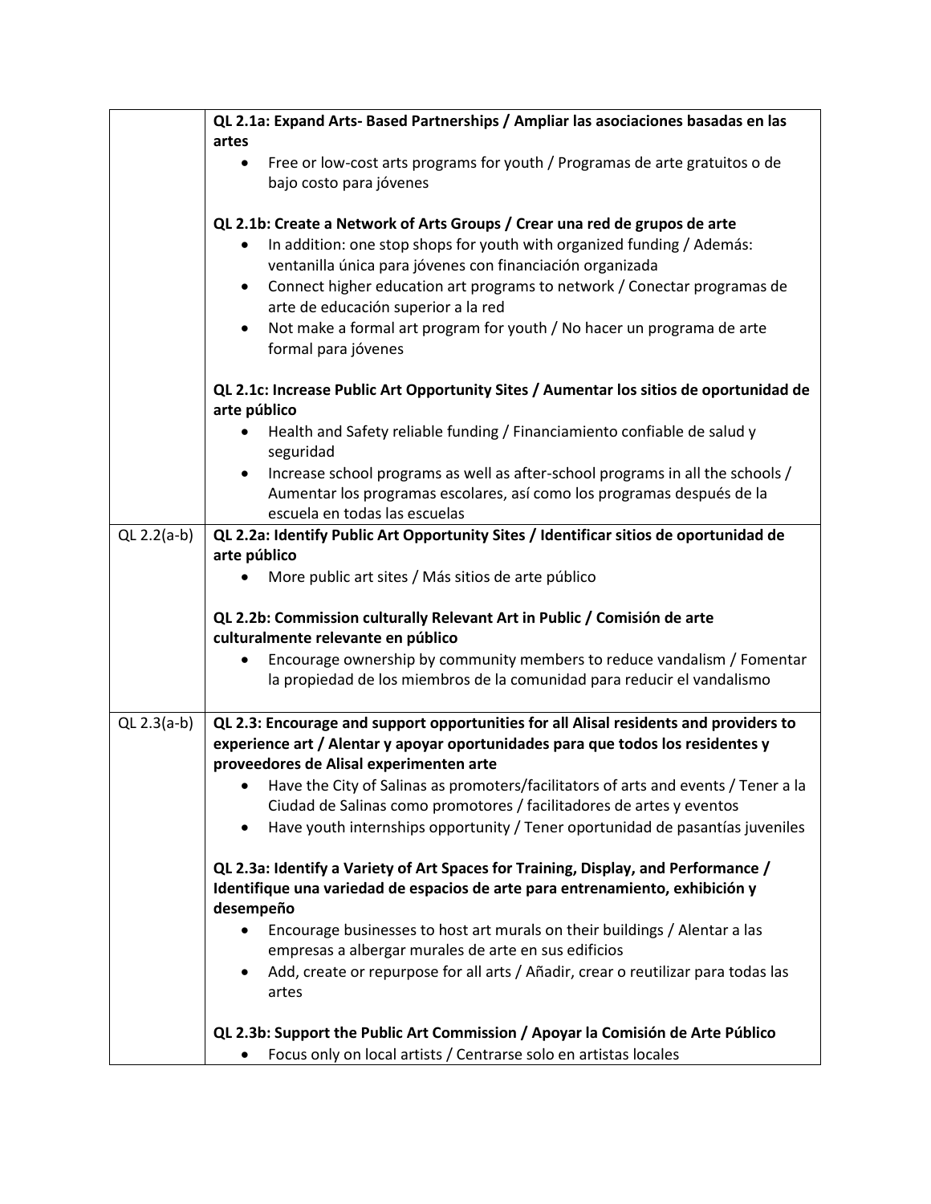| | |
|---|---|
| | **QL 2.1a: Expand Arts- Based Partnerships / Ampliar las asociaciones basadas en las artes**<br>• Free or low-cost arts programs for youth / Programas de arte gratuitos o de bajo costo para jóvenes<br><br>**QL 2.1b: Create a Network of Arts Groups / Crear una red de grupos de arte**<br>• In addition: one stop shops for youth with organized funding / Además: ventanilla única para jóvenes con financiación organizada<br>• Connect higher education art programs to network / Conectar programas de arte de educación superior a la red<br>• Not make a formal art program for youth / No hacer un programa de arte formal para jóvenes<br><br>**QL 2.1c: Increase Public Art Opportunity Sites / Aumentar los sitios de oportunidad de arte público**<br>• Health and Safety reliable funding / Financiamiento confiable de salud y seguridad<br>• Increase school programs as well as after-school programs in all the schools / Aumentar los programas escolares, así como los programas después de la escuela en todas las escuelas |
| QL 2.2(a-b) | **QL 2.2a: Identify Public Art Opportunity Sites / Identificar sitios de oportunidad de arte público**<br>• More public art sites / Más sitios de arte público<br><br>**QL 2.2b: Commission culturally Relevant Art in Public / Comisión de arte culturalmente relevante en público**<br>• Encourage ownership by community members to reduce vandalism / Fomentar la propiedad de los miembros de la comunidad para reducir el vandalismo |
| QL 2.3(a-b) | **QL 2.3: Encourage and support opportunities for all Alisal residents and providers to experience art / Alentar y apoyar oportunidades para que todos los residentes y proveedores de Alisal experimenten arte**<br>• Have the City of Salinas as promoters/facilitators of arts and events / Tener a la Ciudad de Salinas como promotores / facilitadores de artes y eventos<br>• Have youth internships opportunity / Tener oportunidad de pasantías juveniles<br><br>**QL 2.3a: Identify a Variety of Art Spaces for Training, Display, and Performance / Identifique una variedad de espacios de arte para entrenamiento, exhibición y desempeño**<br>• Encourage businesses to host art murals on their buildings / Alentar a las empresas a albergar murales de arte en sus edificios<br>• Add, create or repurpose for all arts / Añadir, crear o reutilizar para todas las artes<br><br>**QL 2.3b: Support the Public Art Commission / Apoyar la Comisión de Arte Público**<br>• Focus only on local artists / Centrarse solo en artistas locales |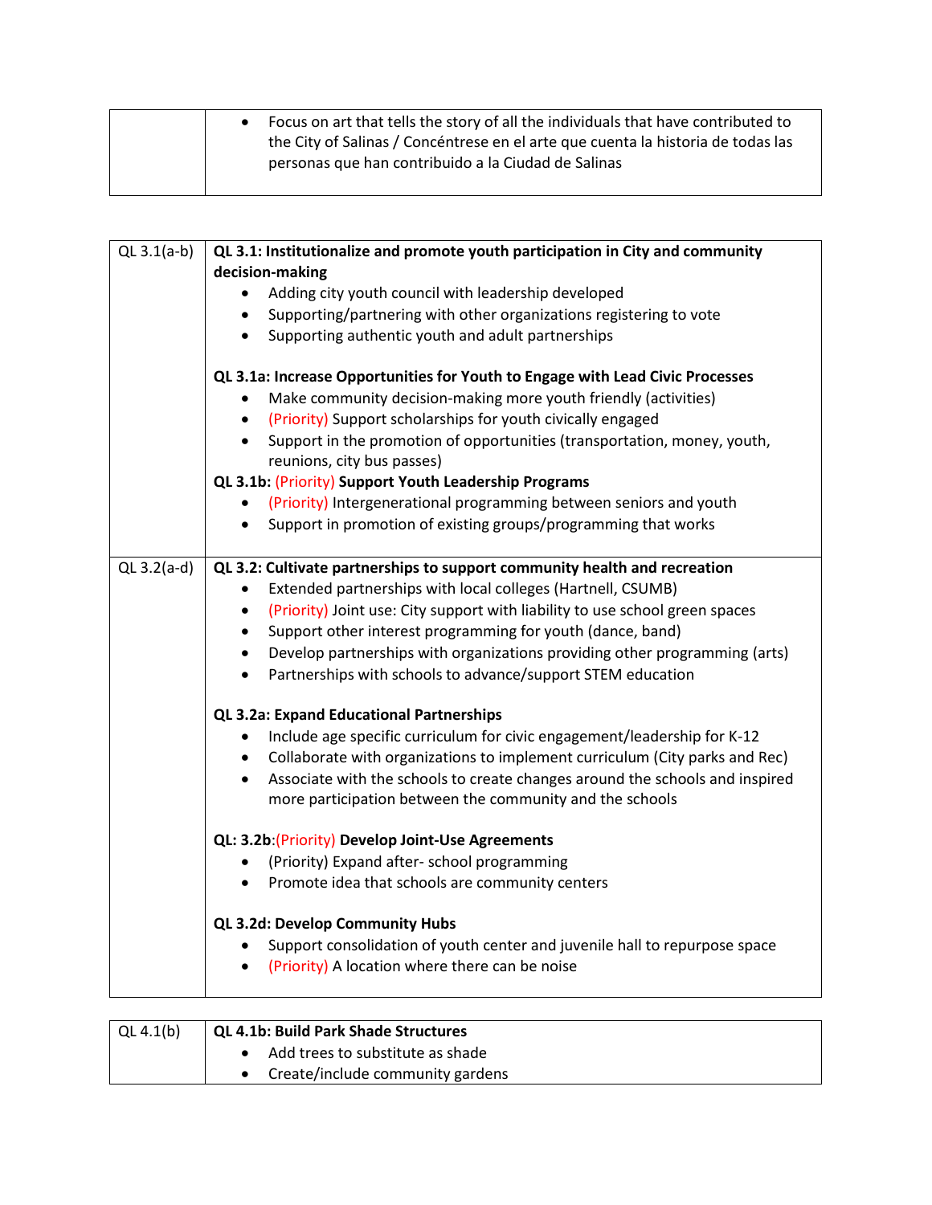| | |
|---|---|
| | • Focus on art that tells the story of all the individuals that have contributed to the City of Salinas / Concéntrese en el arte que cuenta la historia de todas las personas que han contribuido a la Ciudad de Salinas |

| | |
|---|---|
| QL 3.1(a-b) | **QL 3.1: Institutionalize and promote youth participation in City and community decision-making**<br>• Adding city youth council with leadership developed<br>• Supporting/partnering with other organizations registering to vote<br>• Supporting authentic youth and adult partnerships<br><br>**QL 3.1a: Increase Opportunities for Youth to Engage with Lead Civic Processes**<br>• Make community decision-making more youth friendly (activities)<br>• (Priority) Support scholarships for youth civically engaged<br>• Support in the promotion of opportunities (transportation, money, youth, reunions, city bus passes)<br>**QL 3.1b: (Priority) Support Youth Leadership Programs**<br>• (Priority) Intergenerational programming between seniors and youth<br>• Support in promotion of existing groups/programming that works |
| QL 3.2(a-d) | **QL 3.2: Cultivate partnerships to support community health and recreation**<br>• Extended partnerships with local colleges (Hartnell, CSUMB)<br>• (Priority) Joint use: City support with liability to use school green spaces<br>• Support other interest programming for youth (dance, band)<br>• Develop partnerships with organizations providing other programming (arts)<br>• Partnerships with schools to advance/support STEM education<br><br>**QL 3.2a: Expand Educational Partnerships**<br>• Include age specific curriculum for civic engagement/leadership for K-12<br>• Collaborate with organizations to implement curriculum (City parks and Rec)<br>• Associate with the schools to create changes around the schools and inspired more participation between the community and the schools<br><br>**QL: 3.2b:(Priority) Develop Joint-Use Agreements**<br>• (Priority) Expand after- school programming<br>• Promote idea that schools are community centers<br><br>**QL 3.2d: Develop Community Hubs**<br>• Support consolidation of youth center and juvenile hall to repurpose space<br>• (Priority) A location where there can be noise |

| | |
|---|---|
| QL 4.1(b) | **QL 4.1b: Build Park Shade Structures**<br>• Add trees to substitute as shade<br>• Create/include community gardens |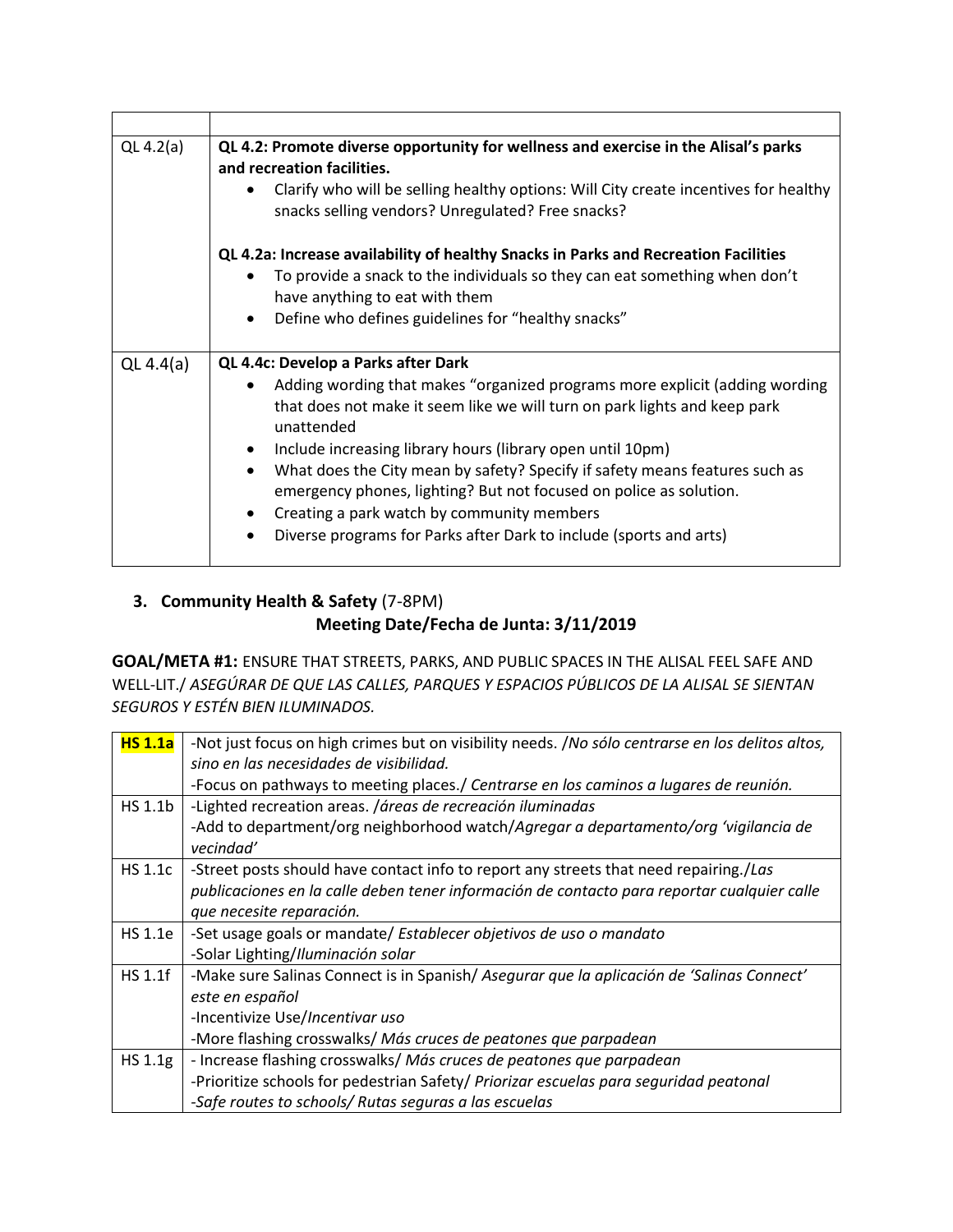| | |
|---|---|
| QL 4.2(a) | **QL 4.2: Promote diverse opportunity for wellness and exercise in the Alisal's parks and recreation facilities.**<br>• Clarify who will be selling healthy options: Will City create incentives for healthy snacks selling vendors? Unregulated? Free snacks?<br><br>**QL 4.2a: Increase availability of healthy Snacks in Parks and Recreation Facilities**<br>• To provide a snack to the individuals so they can eat something when don't have anything to eat with them<br>• Define who defines guidelines for "healthy snacks" |
| QL 4.4(a) | **QL 4.4c: Develop a Parks after Dark**<br>• Adding wording that makes "organized programs more explicit (adding wording that does not make it seem like we will turn on park lights and keep park unattended<br>• Include increasing library hours (library open until 10pm)<br>• What does the City mean by safety? Specify if safety means features such as emergency phones, lighting? But not focused on police as solution.<br>• Creating a park watch by community members<br>• Diverse programs for Parks after Dark to include (sports and arts) |

### 3. **Community Health & Safety** (7-8PM)

**Meeting Date/Fecha de Junta: 3/11/2019**

**GOAL/META #1:** ENSURE THAT STREETS, PARKS, AND PUBLIC SPACES IN THE ALISAL FEEL SAFE AND WELL-LIT./ *ASEGÚRAR DE QUE LAS CALLES, PARQUES Y ESPACIOS PÚBLICOS DE LA ALISAL SE SIENTAN SEGUROS Y ESTÉN BIEN ILUMINADOS.*

| | |
|---|---|
| **HS 1.1a** | -Not just focus on high crimes but on visibility needs. /*No sólo centrarse en los delitos altos, sino en las necesidades de visibilidad.*<br>-Focus on pathways to meeting places./ *Centrarse en los caminos a lugares de reunión.* |
| HS 1.1b | -Lighted recreation areas. /*áreas de recreación iluminadas*<br>-Add to department/org neighborhood watch/*Agregar a departamento/org 'vigilancia de vecindad'* |
| HS 1.1c | -Street posts should have contact info to report any streets that need repairing./*Las publicaciones en la calle deben tener información de contacto para reportar cualquier calle que necesite reparación.* |
| HS 1.1e | -Set usage goals or mandate/ *Establecer objetivos de uso o mandato*<br>-Solar Lighting/*Iluminación solar* |
| HS 1.1f | -Make sure Salinas Connect is in Spanish/ *Asegurar que la aplicación de 'Salinas Connect' este en español*<br>-Incentivize Use/*Incentivar uso*<br>-More flashing crosswalks/ *Más cruces de peatones que parpadean* |
| HS 1.1g | - Increase flashing crosswalks/ *Más cruces de peatones que parpadean*<br>-Prioritize schools for pedestrian Safety/ *Priorizar escuelas para seguridad peatonal*<br>*-Safe routes to schools/ Rutas seguras a las escuelas* |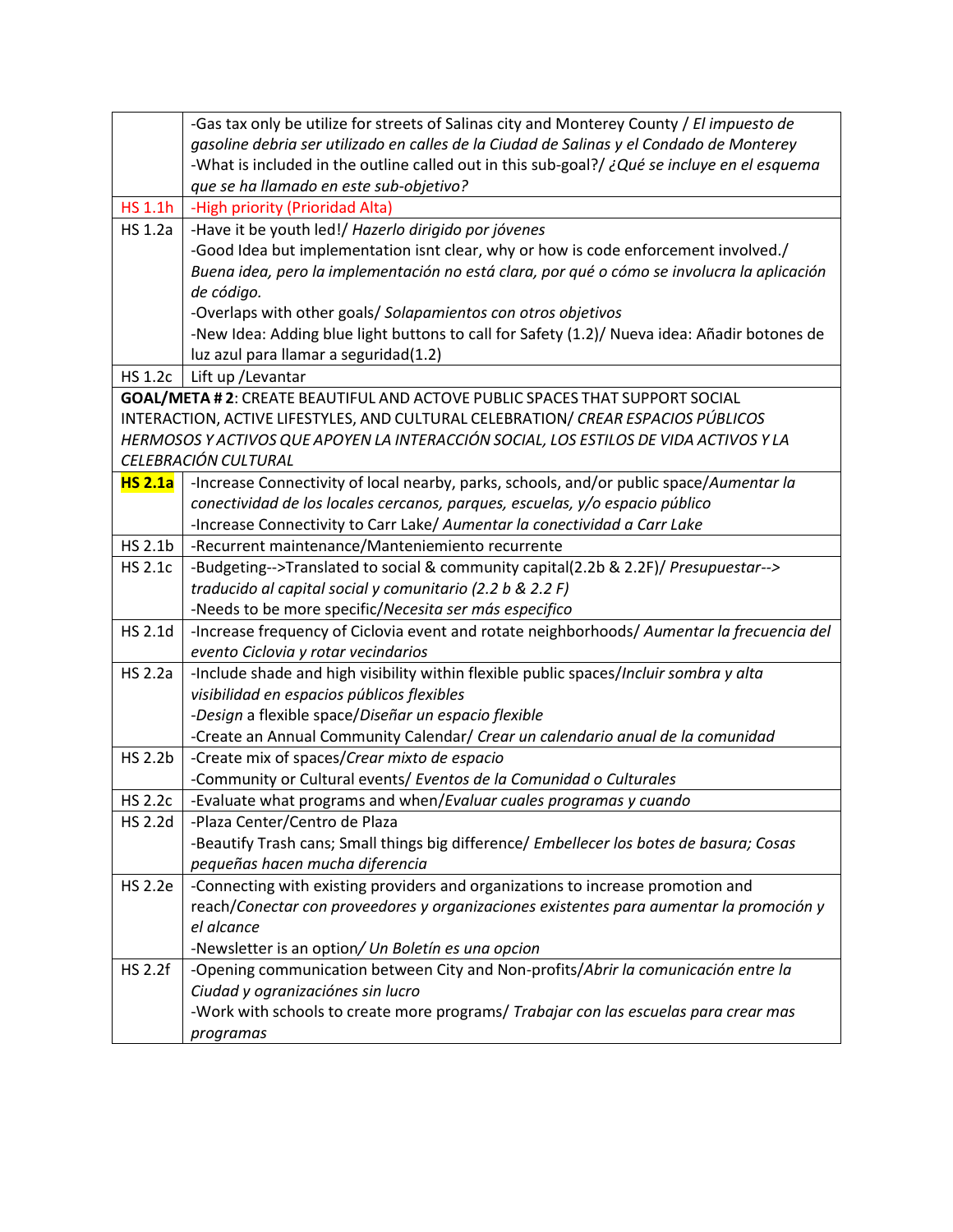| | |
|---|---|
| | -Gas tax only be utilize for streets of Salinas city and Monterey County / *El impuesto de gasoline debria ser utilizado en calles de la Ciudad de Salinas y el Condado de Monterey*<br>-What is included in the outline called out in this sub-goal?/ *¿Qué se incluye en el esquema que se ha llamado en este sub-objetivo?* |
| HS 1.1h | -High priority (Prioridad Alta) |
| HS 1.2a | -Have it be youth led!/ *Hazerlo dirigido por jóvenes*<br>-Good Idea but implementation isnt clear, why or how is code enforcement involved./ *Buena idea, pero la implementación no está clara, por qué o cómo se involucra la aplicación de código.*<br>-Overlaps with other goals/ *Solapamientos con otros objetivos*<br>-New Idea: Adding blue light buttons to call for Safety (1.2)/ Nueva idea: Añadir botones de luz azul para llamar a seguridad(1.2) |
| HS 1.2c | Lift up /Levantar |
| **GOAL/META # 2**: CREATE BEAUTIFUL AND ACTOVE PUBLIC SPACES THAT SUPPORT SOCIAL INTERACTION, ACTIVE LIFESTYLES, AND CULTURAL CELEBRATION/ *CREAR ESPACIOS PÚBLICOS HERMOSOS Y ACTIVOS QUE APOYEN LA INTERACCIÓN SOCIAL, LOS ESTILOS DE VIDA ACTIVOS Y LA CELEBRACIÓN CULTURAL* | |
| **HS 2.1a** | -Increase Connectivity of local nearby, parks, schools, and/or public space/*Aumentar la conectividad de los locales cercanos, parques, escuelas, y/o espacio público*<br>-Increase Connectivity to Carr Lake/ *Aumentar la conectividad a Carr Lake* |
| HS 2.1b | -Recurrent maintenance/Manteniemiento recurrente |
| HS 2.1c | -Budgeting-->Translated to social & community capital(2.2b & 2.2F)/ *Presupuestar--> traducido al capital social y comunitario (2.2 b & 2.2 F)*<br>-Needs to be more specific/*Necesita ser más especifico* |
| HS 2.1d | -Increase frequency of Ciclovia event and rotate neighborhoods/ *Aumentar la frecuencia del evento Ciclovia y rotar vecindarios* |
| HS 2.2a | -Include shade and high visibility within flexible public spaces/*Incluir sombra y alta visibilidad en espacios públicos flexibles*<br>-*Design* a flexible space/*Diseñar un espacio flexible*<br>-Create an Annual Community Calendar/ *Crear un calendario anual de la comunidad* |
| HS 2.2b | -Create mix of spaces/*Crear mixto de espacio*<br>-Community or Cultural events/ *Eventos de la Comunidad o Culturales* |
| HS 2.2c | -Evaluate what programs and when/*Evaluar cuales programas y cuando* |
| HS 2.2d | -Plaza Center/Centro de Plaza<br>-Beautify Trash cans; Small things big difference/ *Embellecer los botes de basura; Cosas pequeñas hacen mucha diferencia* |
| HS 2.2e | -Connecting with existing providers and organizations to increase promotion and reach/*Conectar con proveedores y organizaciones existentes para aumentar la promoción y el alcance*<br>-Newsletter is an option/ *Un Boletín es una opcion* |
| HS 2.2f | -Opening communication between City and Non-profits/*Abrir la comunicación entre la Ciudad y ogranizaciónes sin lucro*<br>-Work with schools to create more programs/ *Trabajar con las escuelas para crear mas programas* |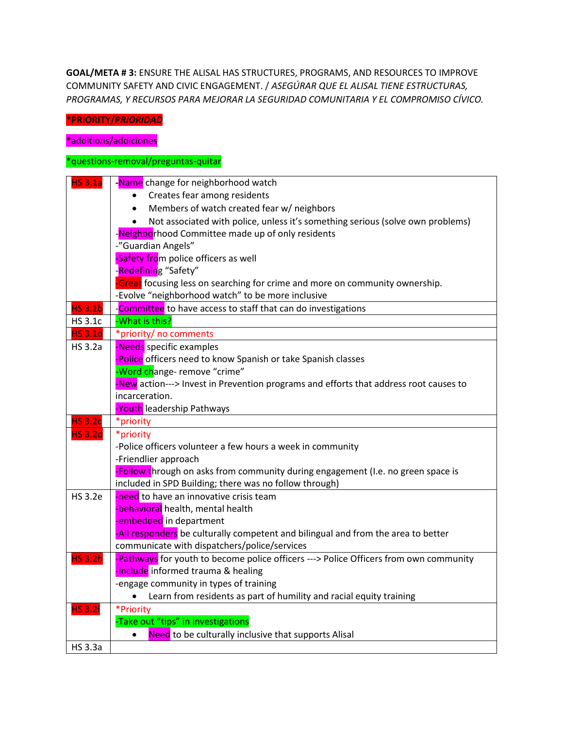**GOAL/META # 3:** ENSURE THE ALISAL HAS STRUCTURES, PROGRAMS, AND RESOURCES TO IMPROVE COMMUNITY SAFETY AND CIVIC ENGAGEMENT. / *ASEGÚRAR QUE EL ALISAL TIENE ESTRUCTURAS, PROGRAMAS, Y RECURSOS PARA MEJORAR LA SEGURIDAD COMUNITARIA Y EL COMPROMISO CÍVICO.*

**\*PRIORITY/*PRIORIDAD***

\*additions/addiciones

\*questions-removal/preguntas-quitar

| | |
|---|---|
| HS 3.1a | -Name change for neighborhood watch<br>• Creates fear among residents<br>• Members of watch created fear w/ neighbors<br>• Not associated with police, unless it's something serious (solve own problems)<br>-Neighborhood Committee made up of only residents<br>-"Guardian Angels"<br>-Safety from police officers as well<br>-Redefining "Safety"<br>-Great focusing less on searching for crime and more on community ownership.<br>-Evolve "neighborhood watch" to be more inclusive |
| HS 3.1b | -Committee to have access to staff that can do investigations |
| HS 3.1c | -What is this? |
| HS 3.1d | \*priority/ no comments |
| HS 3.2a | -Needs specific examples<br>-Police officers need to know Spanish or take Spanish classes<br>-Word change- remove "crime"<br>-New action---> Invest in Prevention programs and efforts that address root causes to incarceration.<br>-Youth leadership Pathways |
| HS 3.2c | \*priority |
| HS 3.2d | \*priority<br>-Police officers volunteer a few hours a week in community<br>-Friendlier approach<br>-Follow through on asks from community during engagement (I.e. no green space is included in SPD Building; there was no follow through) |
| HS 3.2e | -need to have an innovative crisis team<br>-behavioral health, mental health<br>-embedded in department<br>-All responders be culturally competent and bilingual and from the area to better communicate with dispatchers/police/services |
| HS 3.2h | -Pathways for youth to become police officers ---> Police Officers from own community<br>-Include informed trauma & healing<br>-engage community in types of training<br>• Learn from residents as part of humility and racial equity training |
| HS 3.2i | \*Priority<br>-Take out "tips" in investigations<br>• Need to be culturally inclusive that supports Alisal |
| HS 3.3a | |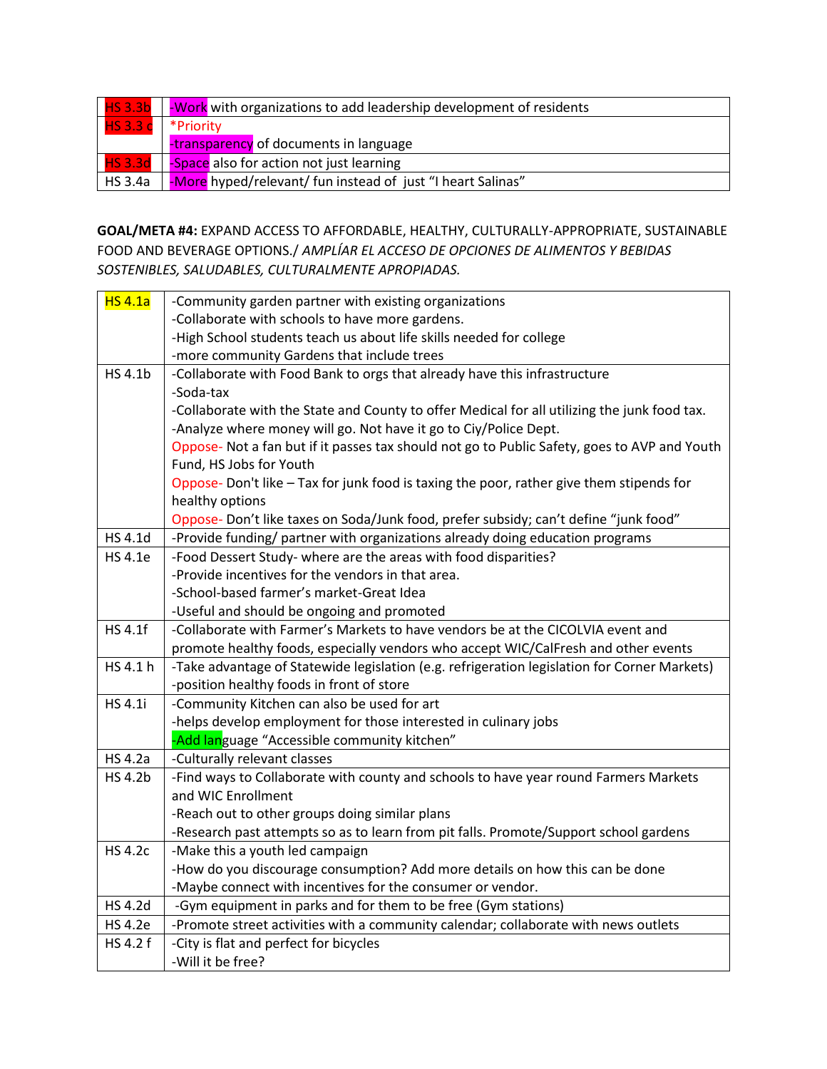| HS 3.3b | -Work with organizations to add leadership development of residents |
|---|---|
| HS 3.3 c | *Priority<br>-transparency of documents in language |
| HS 3.3d | -Space also for action not just learning |
| HS 3.4a | -More hyped/relevant/ fun instead of just "I heart Salinas" |

**GOAL/META #4:** EXPAND ACCESS TO AFFORDABLE, HEALTHY, CULTURALLY-APPROPRIATE, SUSTAINABLE FOOD AND BEVERAGE OPTIONS./ *AMPLÍAR EL ACCESO DE OPCIONES DE ALIMENTOS Y BEBIDAS SOSTENIBLES, SALUDABLES, CULTURALMENTE APROPIADAS.*

| HS 4.1a | -Community garden partner with existing organizations<br>-Collaborate with schools to have more gardens.<br>-High School students teach us about life skills needed for college<br>-more community Gardens that include trees |
|---|---|
| HS 4.1b | -Collaborate with Food Bank to orgs that already have this infrastructure<br>-Soda-tax<br>-Collaborate with the State and County to offer Medical for all utilizing the junk food tax.<br>-Analyze where money will go. Not have it go to Ciy/Police Dept.<br>Oppose- Not a fan but if it passes tax should not go to Public Safety, goes to AVP and Youth Fund, HS Jobs for Youth<br>Oppose- Don't like – Tax for junk food is taxing the poor, rather give them stipends for healthy options<br>Oppose- Don't like taxes on Soda/Junk food, prefer subsidy; can't define "junk food" |
| HS 4.1d | -Provide funding/ partner with organizations already doing education programs |
| HS 4.1e | -Food Dessert Study- where are the areas with food disparities?<br>-Provide incentives for the vendors in that area.<br>-School-based farmer's market-Great Idea<br>-Useful and should be ongoing and promoted |
| HS 4.1f | -Collaborate with Farmer's Markets to have vendors be at the CICOLVIA event and promote healthy foods, especially vendors who accept WIC/CalFresh and other events |
| HS 4.1 h | -Take advantage of Statewide legislation (e.g. refrigeration legislation for Corner Markets)<br>-position healthy foods in front of store |
| HS 4.1i | -Community Kitchen can also be used for art<br>-helps develop employment for those interested in culinary jobs<br>-Add language "Accessible community kitchen" |
| HS 4.2a | -Culturally relevant classes |
| HS 4.2b | -Find ways to Collaborate with county and schools to have year round Farmers Markets and WIC Enrollment<br>-Reach out to other groups doing similar plans<br>-Research past attempts so as to learn from pit falls. Promote/Support school gardens |
| HS 4.2c | -Make this a youth led campaign<br>-How do you discourage consumption? Add more details on how this can be done<br>-Maybe connect with incentives for the consumer or vendor. |
| HS 4.2d | -Gym equipment in parks and for them to be free (Gym stations) |
| HS 4.2e | -Promote street activities with a community calendar; collaborate with news outlets |
| HS 4.2 f | -City is flat and perfect for bicycles<br>-Will it be free? |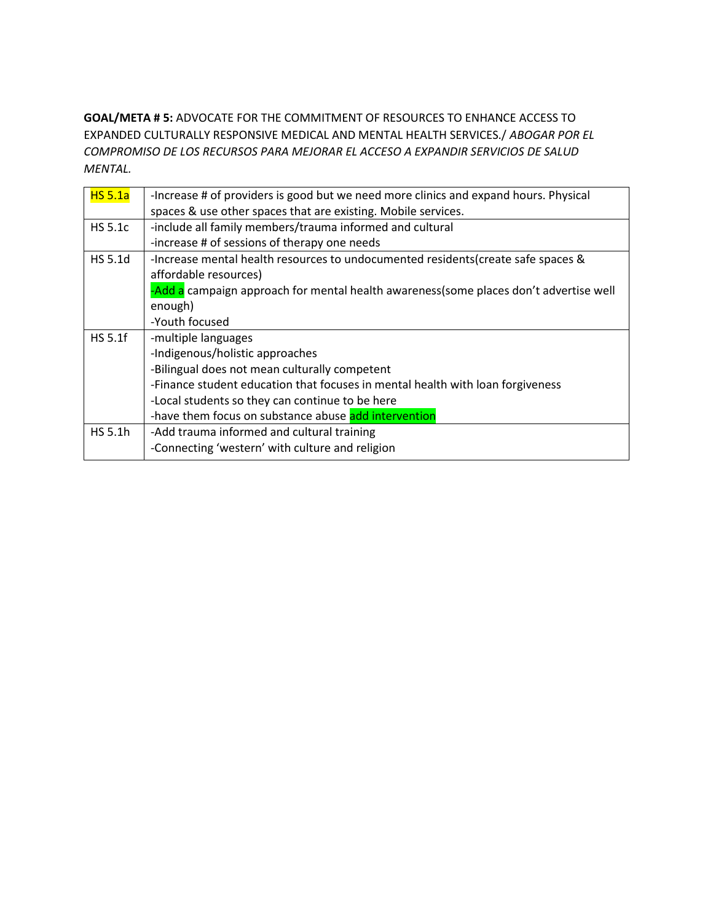**GOAL/META # 5:** ADVOCATE FOR THE COMMITMENT OF RESOURCES TO ENHANCE ACCESS TO EXPANDED CULTURALLY RESPONSIVE MEDICAL AND MENTAL HEALTH SERVICES./ *ABOGAR POR EL COMPROMISO DE LOS RECURSOS PARA MEJORAR EL ACCESO A EXPANDIR SERVICIOS DE SALUD MENTAL.*

| | |
|---|---|
| HS 5.1a | -Increase # of providers is good but we need more clinics and expand hours. Physical spaces & use other spaces that are existing. Mobile services. |
| HS 5.1c | -include all family members/trauma informed and cultural<br>-increase # of sessions of therapy one needs |
| HS 5.1d | -Increase mental health resources to undocumented residents(create safe spaces & affordable resources)<br>-Add a campaign approach for mental health awareness(some places don't advertise well enough)<br>-Youth focused |
| HS 5.1f | -multiple languages<br>-Indigenous/holistic approaches<br>-Bilingual does not mean culturally competent<br>-Finance student education that focuses in mental health with loan forgiveness<br>-Local students so they can continue to be here<br>-have them focus on substance abuse add intervention |
| HS 5.1h | -Add trauma informed and cultural training<br>-Connecting 'western' with culture and religion |